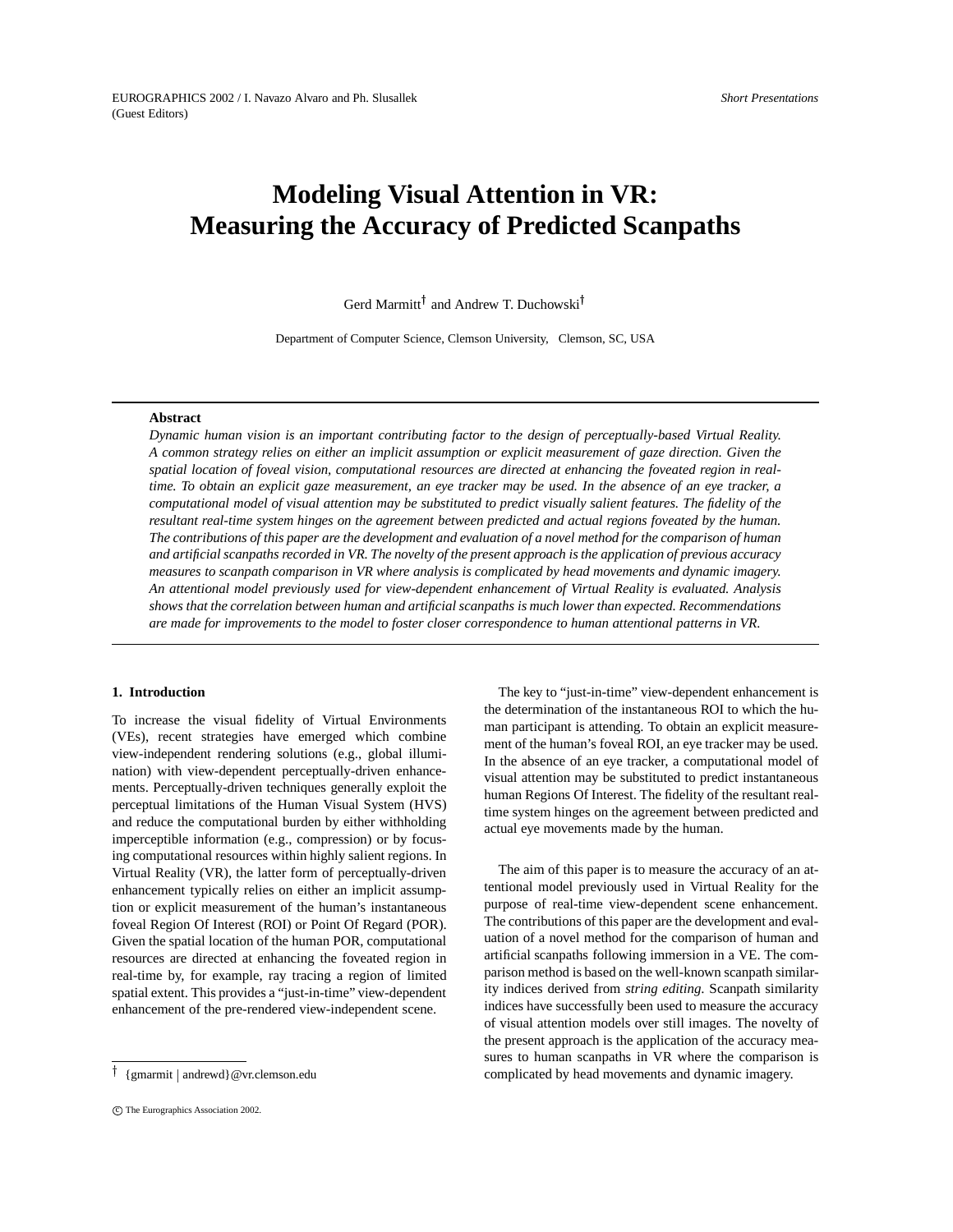# Modeling Visual Attention in VR: Measuring the Accuracy of Predicted Scanpaths

Gerd Marmitt[†] and Andrew T. Duchowski[†]

Department of Computer Science, Clemson University, Clemson, SC, USA

**Abstract**

*Dynamic human vision is an important contributing factor to the design of perceptually-based Virtual Reality. A common strategy relies on either an implicit assumption or explicit measurement of gaze direction. Given the spatial location of foveal vision, computational resources are directed at enhancing the foveated region in real-time. To obtain an explicit gaze measurement, an eye tracker may be used. In the absence of an eye tracker, a computational model of visual attention may be substituted to predict visually salient features. The fidelity of the resultant real-time system hinges on the agreement between predicted and actual regions foveated by the human. The contributions of this paper are the development and evaluation of a novel method for the comparison of human and artificial scanpaths recorded in VR. The novelty of the present approach is the application of previous accuracy measures to scanpath comparison in VR where analysis is complicated by head movements and dynamic imagery. An attentional model previously used for view-dependent enhancement of Virtual Reality is evaluated. Analysis shows that the correlation between human and artificial scanpaths is much lower than expected. Recommendations are made for improvements to the model to foster closer correspondence to human attentional patterns in VR.*

## 1. Introduction

To increase the visual fidelity of Virtual Environments (VEs), recent strategies have emerged which combine view-independent rendering solutions (e.g., global illumination) with view-dependent perceptually-driven enhancements. Perceptually-driven techniques generally exploit the perceptual limitations of the Human Visual System (HVS) and reduce the computational burden by either withholding imperceptible information (e.g., compression) or by focusing computational resources within highly salient regions. In Virtual Reality (VR), the latter form of perceptually-driven enhancement typically relies on either an implicit assumption or explicit measurement of the human's instantaneous foveal Region Of Interest (ROI) or Point Of Regard (POR). Given the spatial location of the human POR, computational resources are directed at enhancing the foveated region in real-time by, for example, ray tracing a region of limited spatial extent. This provides a "just-in-time" view-dependent enhancement of the pre-rendered view-independent scene.

The key to "just-in-time" view-dependent enhancement is the determination of the instantaneous ROI to which the human participant is attending. To obtain an explicit measurement of the human's foveal ROI, an eye tracker may be used. In the absence of an eye tracker, a computational model of visual attention may be substituted to predict instantaneous human Regions Of Interest. The fidelity of the resultant real-time system hinges on the agreement between predicted and actual eye movements made by the human.

The aim of this paper is to measure the accuracy of an attentional model previously used in Virtual Reality for the purpose of real-time view-dependent scene enhancement. The contributions of this paper are the development and evaluation of a novel method for the comparison of human and artificial scanpaths following immersion in a VE. The comparison method is based on the well-known scanpath similarity indices derived from *string editing*. Scanpath similarity indices have successfully been used to measure the accuracy of visual attention models over still images. The novelty of the present approach is the application of the accuracy measures to human scanpaths in VR where the comparison is complicated by head movements and dynamic imagery.

[†] {gmarmit | andrewd}@vr.clemson.edu

© The Eurographics Association 2002.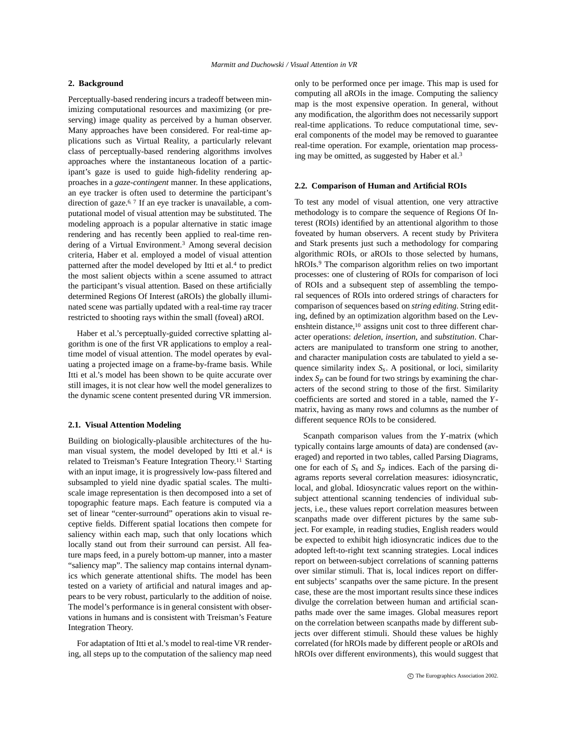## 2. Background

Perceptually-based rendering incurs a tradeoff between minimizing computational resources and maximizing (or preserving) image quality as perceived by a human observer. Many approaches have been considered. For real-time applications such as Virtual Reality, a particularly relevant class of perceptually-based rendering algorithms involves approaches where the instantaneous location of a participant's gaze is used to guide high-fidelity rendering approaches in a *gaze-contingent* manner. In these applications, an eye tracker is often used to determine the participant's direction of gaze.[6, 7] If an eye tracker is unavailable, a computational model of visual attention may be substituted. The modeling approach is a popular alternative in static image rendering and has recently been applied to real-time rendering of a Virtual Environment.[3] Among several decision criteria, Haber et al. employed a model of visual attention patterned after the model developed by Itti et al.[4] to predict the most salient objects within a scene assumed to attract the participant's visual attention. Based on these artificially determined Regions Of Interest (aROIs) the globally illuminated scene was partially updated with a real-time ray tracer restricted to shooting rays within the small (foveal) aROI.

Haber et al.'s perceptually-guided corrective splatting algorithm is one of the first VR applications to employ a real-time model of visual attention. The model operates by evaluating a projected image on a frame-by-frame basis. While Itti et al.'s model has been shown to be quite accurate over still images, it is not clear how well the model generalizes to the dynamic scene content presented during VR immersion.

### 2.1. Visual Attention Modeling

Building on biologically-plausible architectures of the human visual system, the model developed by Itti et al.[4] is related to Treisman's Feature Integration Theory.[11] Starting with an input image, it is progressively low-pass filtered and subsampled to yield nine dyadic spatial scales. The multi-scale image representation is then decomposed into a set of topographic feature maps. Each feature is computed via a set of linear "center-surround" operations akin to visual receptive fields. Different spatial locations then compete for saliency within each map, such that only locations which locally stand out from their surround can persist. All feature maps feed, in a purely bottom-up manner, into a master "saliency map". The saliency map contains internal dynamics which generate attentional shifts. The model has been tested on a variety of artificial and natural images and appears to be very robust, particularly to the addition of noise. The model's performance is in general consistent with observations in humans and is consistent with Treisman's Feature Integration Theory.

For adaptation of Itti et al.'s model to real-time VR rendering, all steps up to the computation of the saliency map need only to be performed once per image. This map is used for computing all aROIs in the image. Computing the saliency map is the most expensive operation. In general, without any modification, the algorithm does not necessarily support real-time applications. To reduce computational time, several components of the model may be removed to guarantee real-time operation. For example, orientation map processing may be omitted, as suggested by Haber et al.[3]

### 2.2. Comparison of Human and Artificial ROIs

To test any model of visual attention, one very attractive methodology is to compare the sequence of Regions Of Interest (ROIs) identified by an attentional algorithm to those foveated by human observers. A recent study by Privitera and Stark presents just such a methodology for comparing algorithmic ROIs, or aROIs, to those selected by humans, hROIs.[9] The comparison algorithm relies on two important processes: one of clustering of ROIs for comparison of loci of ROIs and a subsequent step of assembling the temporal sequences of ROIs into ordered strings of characters for comparison of sequences based on *string editing*. String editing, defined by an optimization algorithm based on the Levenshtein distance,[10] assigns unit cost to three different character operations: *deletion*, *insertion*, and *substitution*. Characters are manipulated to transform one string to another, and character manipulation costs are tabulated to yield a sequence similarity index $S_s$. A positional, or loci, similarity index $S_p$ can be found for two strings by examining the characters of the second string to those of the first. Similarity coefficients are sorted and stored in a table, named the $Y$-matrix, having as many rows and columns as the number of different sequence ROIs to be considered.

Scanpath comparison values from the $Y$-matrix (which typically contains large amounts of data) are condensed (averaged) and reported in two tables, called Parsing Diagrams, one for each of $S_s$ and $S_p$ indices. Each of the parsing diagrams reports several correlation measures: idiosyncratic, local, and global. Idiosyncratic values report on the within-subject attentional scanning tendencies of individual subjects, i.e., these values report correlation measures between scanpaths made over different pictures by the same subject. For example, in reading studies, English readers would be expected to exhibit high idiosyncratic indices due to the adopted left-to-right text scanning strategies. Local indices report on between-subject correlations of scanning patterns over similar stimuli. That is, local indices report on different subjects' scanpaths over the same picture. In the present case, these are the most important results since these indices divulge the correlation between human and artificial scanpaths made over the same images. Global measures report on the correlation between scanpaths made by different subjects over different stimuli. Should these values be highly correlated (for hROIs made by different people or aROIs and hROIs over different environments), this would suggest that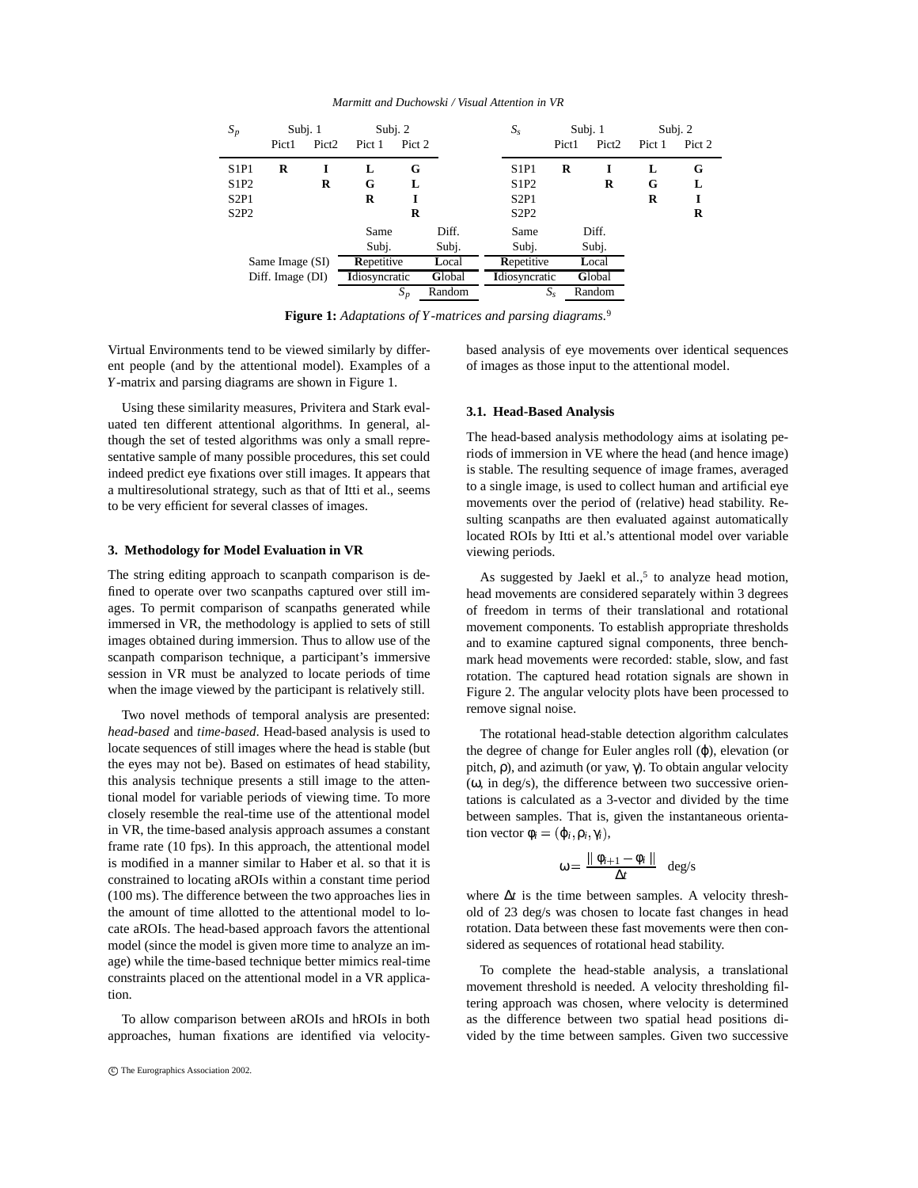| $S_p$ | Subj. 1 | | Subj. 2 | |
|---|---|---|---|---|
| | Pict1 | Pict2 | Pict 1 | Pict 2 |
| S1P1 | **R** | **I** | **L** | **G** |
| S1P2 | | **R** | **G** | **L** |
| S2P1 | | | **R** | **I** |
| S2P2 | | | | **R** |

| | Same Subj. | Diff. Subj. |
|---|---|---|
| Same Image (SI) | **R**epetitive | **L**ocal |
| Diff. Image (DI) | **I**diosyncratic | **G**lobal |
| | $S_p$ | Random |

| $S_s$ | Subj. 1 | | Subj. 2 | |
|---|---|---|---|---|
| | Pict1 | Pict2 | Pict 1 | Pict 2 |
| S1P1 | **R** | **I** | **L** | **G** |
| S1P2 | | **R** | **G** | **L** |
| S2P1 | | | **R** | **I** |
| S2P2 | | | | **R** |

| Same Subj. | Diff. Subj. |
|---|---|
| **R**epetitive | **L**ocal |
| **I**diosyncratic | **G**lobal |
| $S_s$ | Random |

**Figure 1:** *Adaptations of Y-matrices and parsing diagrams.*[9]

Virtual Environments tend to be viewed similarly by different people (and by the attentional model). Examples of a *Y*-matrix and parsing diagrams are shown in Figure 1.

Using these similarity measures, Privitera and Stark evaluated ten different attentional algorithms. In general, although the set of tested algorithms was only a small representative sample of many possible procedures, this set could indeed predict eye fixations over still images. It appears that a multiresolutional strategy, such as that of Itti et al., seems to be very efficient for several classes of images.

## 3. Methodology for Model Evaluation in VR

The string editing approach to scanpath comparison is defined to operate over two scanpaths captured over still images. To permit comparison of scanpaths generated while immersed in VR, the methodology is applied to sets of still images obtained during immersion. Thus to allow use of the scanpath comparison technique, a participant's immersive session in VR must be analyzed to locate periods of time when the image viewed by the participant is relatively still.

Two novel methods of temporal analysis are presented: *head-based* and *time-based*. Head-based analysis is used to locate sequences of still images where the head is stable (but the eyes may not be). Based on estimates of head stability, this analysis technique presents a still image to the attentional model for variable periods of viewing time. To more closely resemble the real-time use of the attentional model in VR, the time-based analysis approach assumes a constant frame rate (10 fps). In this approach, the attentional model is modified in a manner similar to Haber et al. so that it is constrained to locating aROIs within a constant time period (100 ms). The difference between the two approaches lies in the amount of time allotted to the attentional model to locate aROIs. The head-based approach favors the attentional model (since the model is given more time to analyze an image) while the time-based technique better mimics real-time constraints placed on the attentional model in a VR application.

To allow comparison between aROIs and hROIs in both approaches, human fixations are identified via velocity-based analysis of eye movements over identical sequences of images as those input to the attentional model.

### 3.1. Head-Based Analysis

The head-based analysis methodology aims at isolating periods of immersion in VE where the head (and hence image) is stable. The resulting sequence of image frames, averaged to a single image, is used to collect human and artificial eye movements over the period of (relative) head stability. Resulting scanpaths are then evaluated against automatically located ROIs by Itti et al.'s attentional model over variable viewing periods.

As suggested by Jaekl et al.,[5] to analyze head motion, head movements are considered separately within 3 degrees of freedom in terms of their translational and rotational movement components. To establish appropriate thresholds and to examine captured signal components, three benchmark head movements were recorded: stable, slow, and fast rotation. The captured head rotation signals are shown in Figure 2. The angular velocity plots have been processed to remove signal noise.

The rotational head-stable detection algorithm calculates the degree of change for Euler angles roll ($\varphi$), elevation (or pitch, $\rho$), and azimuth (or yaw, $\gamma$). To obtain angular velocity ($\omega$, in deg/s), the difference between two successive orientations is calculated as a 3-vector and divided by the time between samples. That is, given the instantaneous orientation vector $\phi_i = (\varphi_i, \rho_i, \gamma_i)$,

$$\omega = \frac{\| \phi_{i+1} - \phi_i \|}{\Delta t} \quad \text{deg/s}$$

where $\Delta t$ is the time between samples. A velocity threshold of 23 deg/s was chosen to locate fast changes in head rotation. Data between these fast movements were then considered as sequences of rotational head stability.

To complete the head-stable analysis, a translational movement threshold is needed. A velocity thresholding filtering approach was chosen, where velocity is determined as the difference between two spatial head positions divided by the time between samples. Given two successive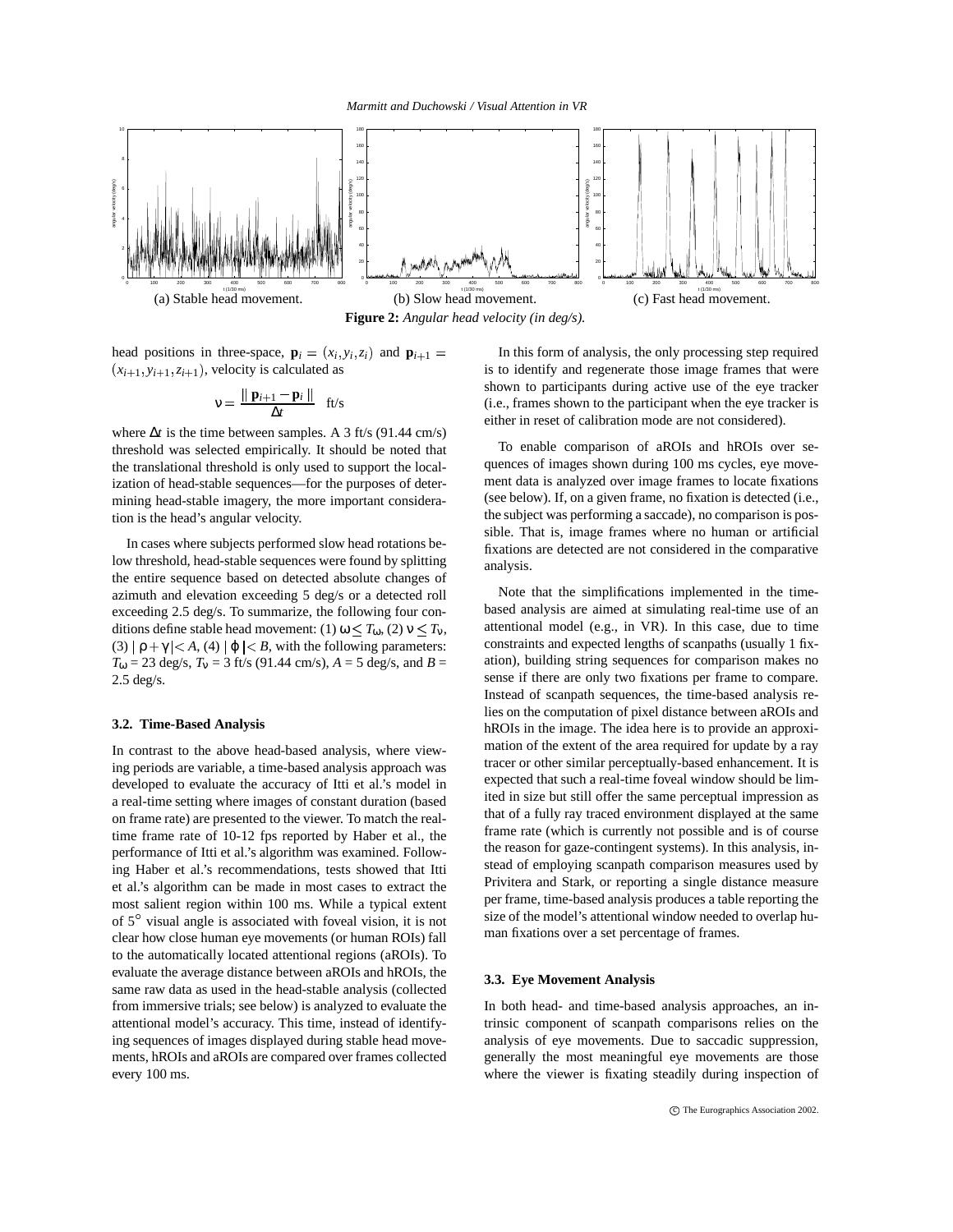(a) Stable head movement. (b) Slow head movement. (c) Fast head movement.

**Figure 2:** *Angular head velocity (in deg/s).*

head positions in three-space, $\mathbf{p}_i = (x_i, y_i, z_i)$ and $\mathbf{p}_{i+1} = (x_{i+1}, y_{i+1}, z_{i+1})$, velocity is calculated as

$$\nu = \frac{\| \mathbf{p}_{i+1} - \mathbf{p}_i \|}{\Delta t} \quad \text{ft/s}$$

where $\Delta t$ is the time between samples. A 3 ft/s (91.44 cm/s) threshold was selected empirically. It should be noted that the translational threshold is only used to support the localization of head-stable sequences—for the purposes of determining head-stable imagery, the more important consideration is the head's angular velocity.

In cases where subjects performed slow head rotations below threshold, head-stable sequences were found by splitting the entire sequence based on detected absolute changes of azimuth and elevation exceeding 5 deg/s or a detected roll exceeding 2.5 deg/s. To summarize, the following four conditions define stable head movement: (1) $\omega \leq T_\omega$, (2) $\nu \leq T_\nu$, (3) $|\rho + \gamma| < A$, (4) $|\varphi| < B$, with the following parameters: $T_\omega$ = 23 deg/s, $T_\nu$ = 3 ft/s (91.44 cm/s), $A$ = 5 deg/s, and $B$ = 2.5 deg/s.

### 3.2. Time-Based Analysis

In contrast to the above head-based analysis, where viewing periods are variable, a time-based analysis approach was developed to evaluate the accuracy of Itti et al.'s model in a real-time setting where images of constant duration (based on frame rate) are presented to the viewer. To match the real-time frame rate of 10-12 fps reported by Haber et al., the performance of Itti et al.'s algorithm was examined. Following Haber et al.'s recommendations, tests showed that Itti et al.'s algorithm can be made in most cases to extract the most salient region within 100 ms. While a typical extent of $5^\circ$ visual angle is associated with foveal vision, it is not clear how close human eye movements (or human ROIs) fall to the automatically located attentional regions (aROIs). To evaluate the average distance between aROIs and hROIs, the same raw data as used in the head-stable analysis (collected from immersive trials; see below) is analyzed to evaluate the attentional model's accuracy. This time, instead of identifying sequences of images displayed during stable head movements, hROIs and aROIs are compared over frames collected every 100 ms.

In this form of analysis, the only processing step required is to identify and regenerate those image frames that were shown to participants during active use of the eye tracker (i.e., frames shown to the participant when the eye tracker is either in reset of calibration mode are not considered).

To enable comparison of aROIs and hROIs over sequences of images shown during 100 ms cycles, eye movement data is analyzed over image frames to locate fixations (see below). If, on a given frame, no fixation is detected (i.e., the subject was performing a saccade), no comparison is possible. That is, image frames where no human or artificial fixations are detected are not considered in the comparative analysis.

Note that the simplifications implemented in the time-based analysis are aimed at simulating real-time use of an attentional model (e.g., in VR). In this case, due to time constraints and expected lengths of scanpaths (usually 1 fixation), building string sequences for comparison makes no sense if there are only two fixations per frame to compare. Instead of scanpath sequences, the time-based analysis relies on the computation of pixel distance between aROIs and hROIs in the image. The idea here is to provide an approximation of the extent of the area required for update by a ray tracer or other similar perceptually-based enhancement. It is expected that such a real-time foveal window should be limited in size but still offer the same perceptual impression as that of a fully ray traced environment displayed at the same frame rate (which is currently not possible and is of course the reason for gaze-contingent systems). In this analysis, instead of employing scanpath comparison measures used by Privitera and Stark, or reporting a single distance measure per frame, time-based analysis produces a table reporting the size of the model's attentional window needed to overlap human fixations over a set percentage of frames.

### 3.3. Eye Movement Analysis

In both head- and time-based analysis approaches, an intrinsic component of scanpath comparisons relies on the analysis of eye movements. Due to saccadic suppression, generally the most meaningful eye movements are those where the viewer is fixating steadily during inspection of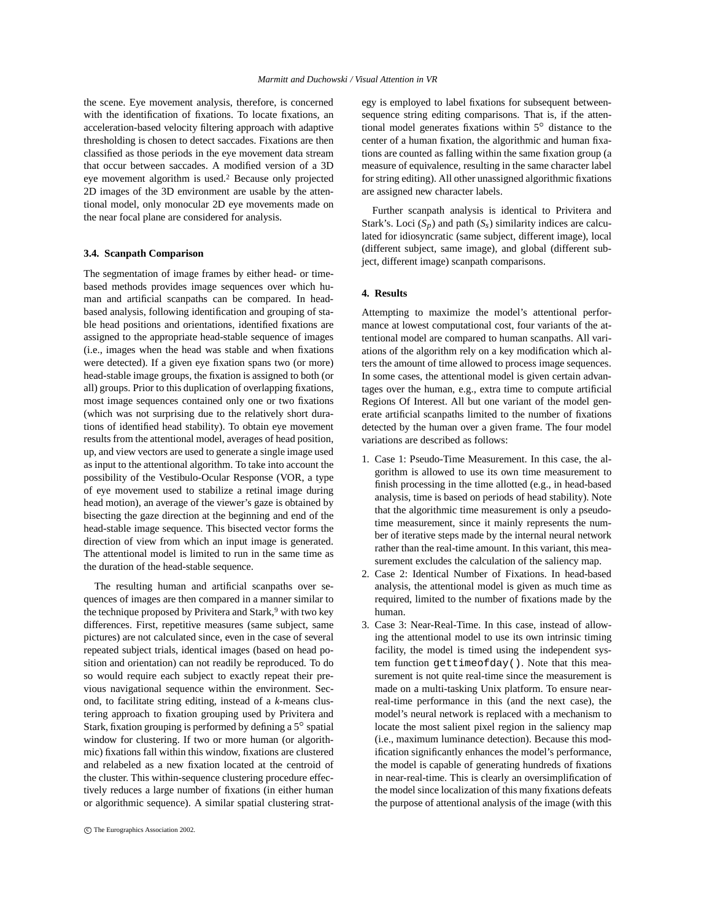the scene. Eye movement analysis, therefore, is concerned with the identification of fixations. To locate fixations, an acceleration-based velocity filtering approach with adaptive thresholding is chosen to detect saccades. Fixations are then classified as those periods in the eye movement data stream that occur between saccades. A modified version of a 3D eye movement algorithm is used.[2] Because only projected 2D images of the 3D environment are usable by the attentional model, only monocular 2D eye movements made on the near focal plane are considered for analysis.

### 3.4. Scanpath Comparison

The segmentation of image frames by either head- or time-based methods provides image sequences over which human and artificial scanpaths can be compared. In head-based analysis, following identification and grouping of stable head positions and orientations, identified fixations are assigned to the appropriate head-stable sequence of images (i.e., images when the head was stable and when fixations were detected). If a given eye fixation spans two (or more) head-stable image groups, the fixation is assigned to both (or all) groups. Prior to this duplication of overlapping fixations, most image sequences contained only one or two fixations (which was not surprising due to the relatively short durations of identified head stability). To obtain eye movement results from the attentional model, averages of head position, up, and view vectors are used to generate a single image used as input to the attentional algorithm. To take into account the possibility of the Vestibulo-Ocular Response (VOR, a type of eye movement used to stabilize a retinal image during head motion), an average of the viewer's gaze is obtained by bisecting the gaze direction at the beginning and end of the head-stable image sequence. This bisected vector forms the direction of view from which an input image is generated. The attentional model is limited to run in the same time as the duration of the head-stable sequence.

The resulting human and artificial scanpaths over sequences of images are then compared in a manner similar to the technique proposed by Privitera and Stark,[9] with two key differences. First, repetitive measures (same subject, same pictures) are not calculated since, even in the case of several repeated subject trials, identical images (based on head position and orientation) can not readily be reproduced. To do so would require each subject to exactly repeat their previous navigational sequence within the environment. Second, to facilitate string editing, instead of a *k*-means clustering approach to fixation grouping used by Privitera and Stark, fixation grouping is performed by defining a 5° spatial window for clustering. If two or more human (or algorithmic) fixations fall within this window, fixations are clustered and relabeled as a new fixation located at the centroid of the cluster. This within-sequence clustering procedure effectively reduces a large number of fixations (in either human or algorithmic sequence). A similar spatial clustering strategy is employed to label fixations for subsequent between-sequence string editing comparisons. That is, if the attentional model generates fixations within 5° distance to the center of a human fixation, the algorithmic and human fixations are counted as falling within the same fixation group (a measure of equivalence, resulting in the same character label for string editing). All other unassigned algorithmic fixations are assigned new character labels.

Further scanpath analysis is identical to Privitera and Stark's. Loci ($S_p$) and path ($S_s$) similarity indices are calculated for idiosyncratic (same subject, different image), local (different subject, same image), and global (different subject, different image) scanpath comparisons.

## 4. Results

Attempting to maximize the model's attentional performance at lowest computational cost, four variants of the attentional model are compared to human scanpaths. All variations of the algorithm rely on a key modification which alters the amount of time allowed to process image sequences. In some cases, the attentional model is given certain advantages over the human, e.g., extra time to compute artificial Regions Of Interest. All but one variant of the model generate artificial scanpaths limited to the number of fixations detected by the human over a given frame. The four model variations are described as follows:

1. Case 1: Pseudo-Time Measurement. In this case, the algorithm is allowed to use its own time measurement to finish processing in the time allotted (e.g., in head-based analysis, time is based on periods of head stability). Note that the algorithmic time measurement is only a pseudo-time measurement, since it mainly represents the number of iterative steps made by the internal neural network rather than the real-time amount. In this variant, this measurement excludes the calculation of the saliency map.
2. Case 2: Identical Number of Fixations. In head-based analysis, the attentional model is given as much time as required, limited to the number of fixations made by the human.
3. Case 3: Near-Real-Time. In this case, instead of allowing the attentional model to use its own intrinsic timing facility, the model is timed using the independent system function `gettimeofday()`. Note that this measurement is not quite real-time since the measurement is made on a multi-tasking Unix platform. To ensure near-real-time performance in this (and the next case), the model's neural network is replaced with a mechanism to locate the most salient pixel region in the saliency map (i.e., maximum luminance detection). Because this modification significantly enhances the model's performance, the model is capable of generating hundreds of fixations in near-real-time. This is clearly an oversimplification of the model since localization of this many fixations defeats the purpose of attentional analysis of the image (with this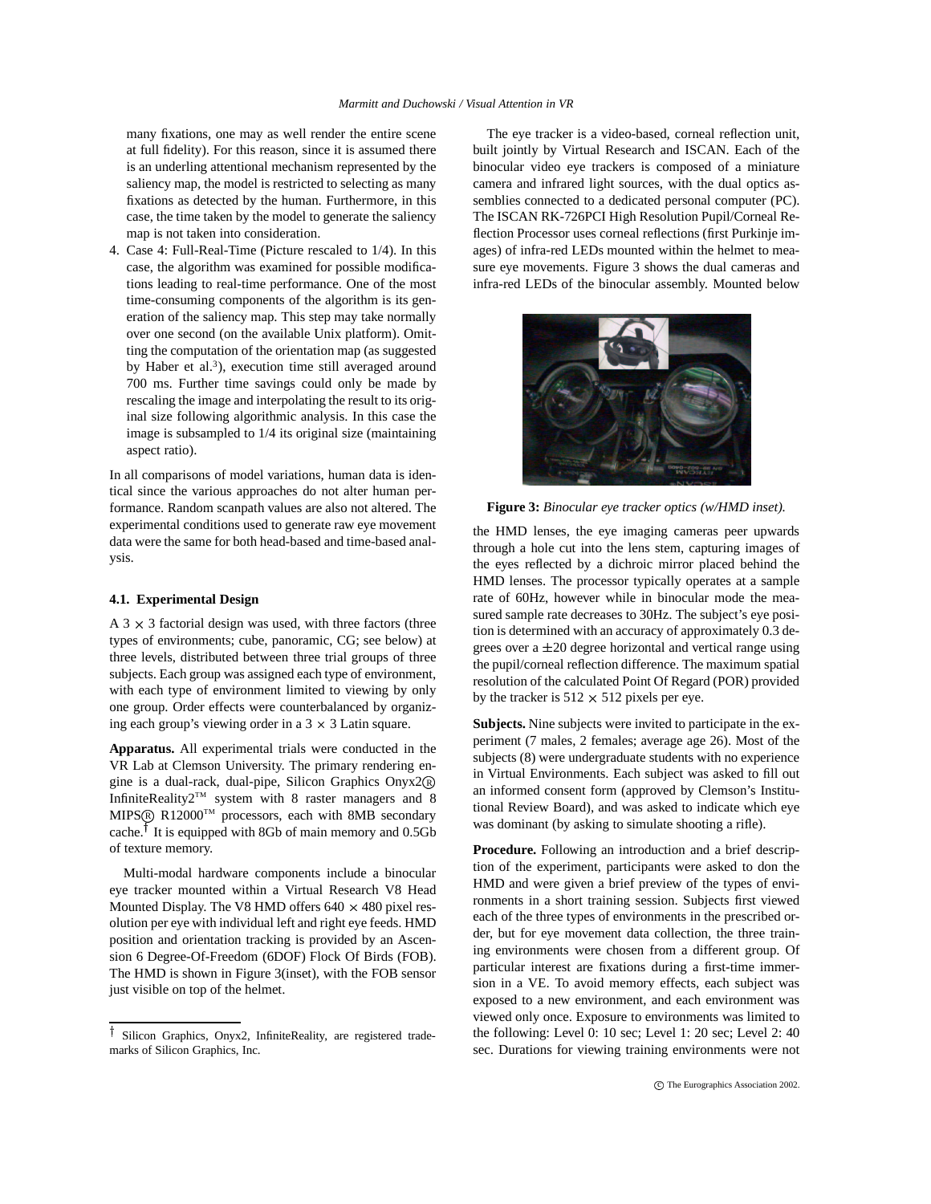many fixations, one may as well render the entire scene at full fidelity). For this reason, since it is assumed there is an underling attentional mechanism represented by the saliency map, the model is restricted to selecting as many fixations as detected by the human. Furthermore, in this case, the time taken by the model to generate the saliency map is not taken into consideration.

4. Case 4: Full-Real-Time (Picture rescaled to 1/4). In this case, the algorithm was examined for possible modifications leading to real-time performance. One of the most time-consuming components of the algorithm is its generation of the saliency map. This step may take normally over one second (on the available Unix platform). Omitting the computation of the orientation map (as suggested by Haber et al.[3]), execution time still averaged around 700 ms. Further time savings could only be made by rescaling the image and interpolating the result to its original size following algorithmic analysis. In this case the image is subsampled to 1/4 its original size (maintaining aspect ratio).

In all comparisons of model variations, human data is identical since the various approaches do not alter human performance. Random scanpath values are also not altered. The experimental conditions used to generate raw eye movement data were the same for both head-based and time-based analysis.

### 4.1. Experimental Design

A $3 \times 3$ factorial design was used, with three factors (three types of environments; cube, panoramic, CG; see below) at three levels, distributed between three trial groups of three subjects. Each group was assigned each type of environment, with each type of environment limited to viewing by only one group. Order effects were counterbalanced by organizing each group's viewing order in a $3 \times 3$ Latin square.

**Apparatus.** All experimental trials were conducted in the VR Lab at Clemson University. The primary rendering engine is a dual-rack, dual-pipe, Silicon Graphics Onyx2® InfiniteReality2™ system with 8 raster managers and 8 MIPS® R12000™ processors, each with 8MB secondary cache.† It is equipped with 8Gb of main memory and 0.5Gb of texture memory.

Multi-modal hardware components include a binocular eye tracker mounted within a Virtual Research V8 Head Mounted Display. The V8 HMD offers $640 \times 480$ pixel resolution per eye with individual left and right eye feeds. HMD position and orientation tracking is provided by an Ascension 6 Degree-Of-Freedom (6DOF) Flock Of Birds (FOB). The HMD is shown in Figure 3(inset), with the FOB sensor just visible on top of the helmet.

† Silicon Graphics, Onyx2, InfiniteReality, are registered trademarks of Silicon Graphics, Inc.

The eye tracker is a video-based, corneal reflection unit, built jointly by Virtual Research and ISCAN. Each of the binocular video eye trackers is composed of a miniature camera and infrared light sources, with the dual optics assemblies connected to a dedicated personal computer (PC). The ISCAN RK-726PCI High Resolution Pupil/Corneal Reflection Processor uses corneal reflections (first Purkinje images) of infra-red LEDs mounted within the helmet to measure eye movements. Figure 3 shows the dual cameras and infra-red LEDs of the binocular assembly. Mounted below the HMD lenses, the eye imaging cameras peer upwards through a hole cut into the lens stem, capturing images of the eyes reflected by a dichroic mirror placed behind the HMD lenses. The processor typically operates at a sample rate of 60Hz, however while in binocular mode the measured sample rate decreases to 30Hz. The subject's eye position is determined with an accuracy of approximately 0.3 degrees over a $\pm 20$ degree horizontal and vertical range using the pupil/corneal reflection difference. The maximum spatial resolution of the calculated Point Of Regard (POR) provided by the tracker is $512 \times 512$ pixels per eye.

**Figure 3:** *Binocular eye tracker optics (w/HMD inset).*

**Subjects.** Nine subjects were invited to participate in the experiment (7 males, 2 females; average age 26). Most of the subjects (8) were undergraduate students with no experience in Virtual Environments. Each subject was asked to fill out an informed consent form (approved by Clemson's Institutional Review Board), and was asked to indicate which eye was dominant (by asking to simulate shooting a rifle).

**Procedure.** Following an introduction and a brief description of the experiment, participants were asked to don the HMD and were given a brief preview of the types of environments in a short training session. Subjects first viewed each of the three types of environments in the prescribed order, but for eye movement data collection, the three training environments were chosen from a different group. Of particular interest are fixations during a first-time immersion in a VE. To avoid memory effects, each subject was exposed to a new environment, and each environment was viewed only once. Exposure to environments was limited to the following: Level 0: 10 sec; Level 1: 20 sec; Level 2: 40 sec. Durations for viewing training environments were not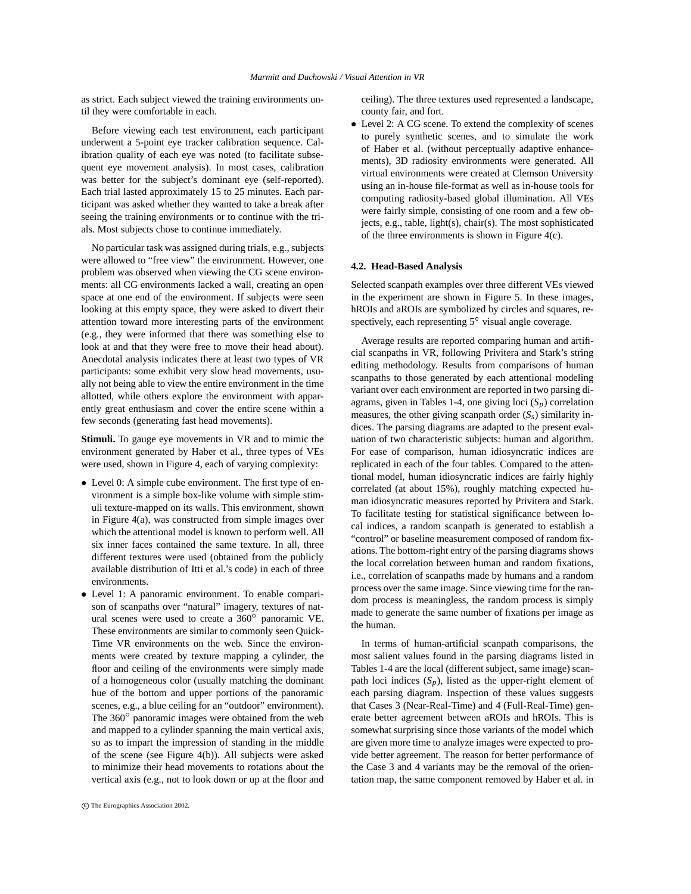as strict. Each subject viewed the training environments until they were comfortable in each.

Before viewing each test environment, each participant underwent a 5-point eye tracker calibration sequence. Calibration quality of each eye was noted (to facilitate subsequent eye movement analysis). In most cases, calibration was better for the subject's dominant eye (self-reported). Each trial lasted approximately 15 to 25 minutes. Each participant was asked whether they wanted to take a break after seeing the training environments or to continue with the trials. Most subjects chose to continue immediately.

No particular task was assigned during trials, e.g., subjects were allowed to "free view" the environment. However, one problem was observed when viewing the CG scene environments: all CG environments lacked a wall, creating an open space at one end of the environment. If subjects were seen looking at this empty space, they were asked to divert their attention toward more interesting parts of the environment (e.g., they were informed that there was something else to look at and that they were free to move their head about). Anecdotal analysis indicates there at least two types of VR participants: some exhibit very slow head movements, usually not being able to view the entire environment in the time allotted, while others explore the environment with apparently great enthusiasm and cover the entire scene within a few seconds (generating fast head movements).

**Stimuli.** To gauge eye movements in VR and to mimic the environment generated by Haber et al., three types of VEs were used, shown in Figure 4, each of varying complexity:

- Level 0: A simple cube environment. The first type of environment is a simple box-like volume with simple stimuli texture-mapped on its walls. This environment, shown in Figure 4(a), was constructed from simple images over which the attentional model is known to perform well. All six inner faces contained the same texture. In all, three different textures were used (obtained from the publicly available distribution of Itti et al.'s code) in each of three environments.
- Level 1: A panoramic environment. To enable comparison of scanpaths over "natural" imagery, textures of natural scenes were used to create a 360° panoramic VE. These environments are similar to commonly seen QuickTime VR environments on the web. Since the environments were created by texture mapping a cylinder, the floor and ceiling of the environments were simply made of a homogeneous color (usually matching the dominant hue of the bottom and upper portions of the panoramic scenes, e.g., a blue ceiling for an "outdoor" environment). The 360° panoramic images were obtained from the web and mapped to a cylinder spanning the main vertical axis, so as to impart the impression of standing in the middle of the scene (see Figure 4(b)). All subjects were asked to minimize their head movements to rotations about the vertical axis (e.g., not to look down or up at the floor and ceiling). The three textures used represented a landscape, county fair, and fort.
- Level 2: A CG scene. To extend the complexity of scenes to purely synthetic scenes, and to simulate the work of Haber et al. (without perceptually adaptive enhancements), 3D radiosity environments were generated. All virtual environments were created at Clemson University using an in-house file-format as well as in-house tools for computing radiosity-based global illumination. All VEs were fairly simple, consisting of one room and a few objects, e.g., table, light(s), chair(s). The most sophisticated of the three environments is shown in Figure 4(c).

### 4.2. Head-Based Analysis

Selected scanpath examples over three different VEs viewed in the experiment are shown in Figure 5. In these images, hROIs and aROIs are symbolized by circles and squares, respectively, each representing 5° visual angle coverage.

Average results are reported comparing human and artificial scanpaths in VR, following Privitera and Stark's string editing methodology. Results from comparisons of human scanpaths to those generated by each attentional modeling variant over each environment are reported in two parsing diagrams, given in Tables 1-4, one giving loci ($S_p$) correlation measures, the other giving scanpath order ($S_s$) similarity indices. The parsing diagrams are adapted to the present evaluation of two characteristic subjects: human and algorithm. For ease of comparison, human idiosyncratic indices are replicated in each of the four tables. Compared to the attentional model, human idiosyncratic indices are fairly highly correlated (at about 15%), roughly matching expected human idiosyncratic measures reported by Privitera and Stark. To facilitate testing for statistical significance between local indices, a random scanpath is generated to establish a "control" or baseline measurement composed of random fixations. The bottom-right entry of the parsing diagrams shows the local correlation between human and random fixations, i.e., correlation of scanpaths made by humans and a random process over the same image. Since viewing time for the random process is meaningless, the random process is simply made to generate the same number of fixations per image as the human.

In terms of human-artificial scanpath comparisons, the most salient values found in the parsing diagrams listed in Tables 1-4 are the local (different subject, same image) scanpath loci indices ($S_p$), listed as the upper-right element of each parsing diagram. Inspection of these values suggests that Cases 3 (Near-Real-Time) and 4 (Full-Real-Time) generate better agreement between aROIs and hROIs. This is somewhat surprising since those variants of the model which are given more time to analyze images were expected to provide better agreement. The reason for better performance of the Case 3 and 4 variants may be the removal of the orientation map, the same component removed by Haber et al. in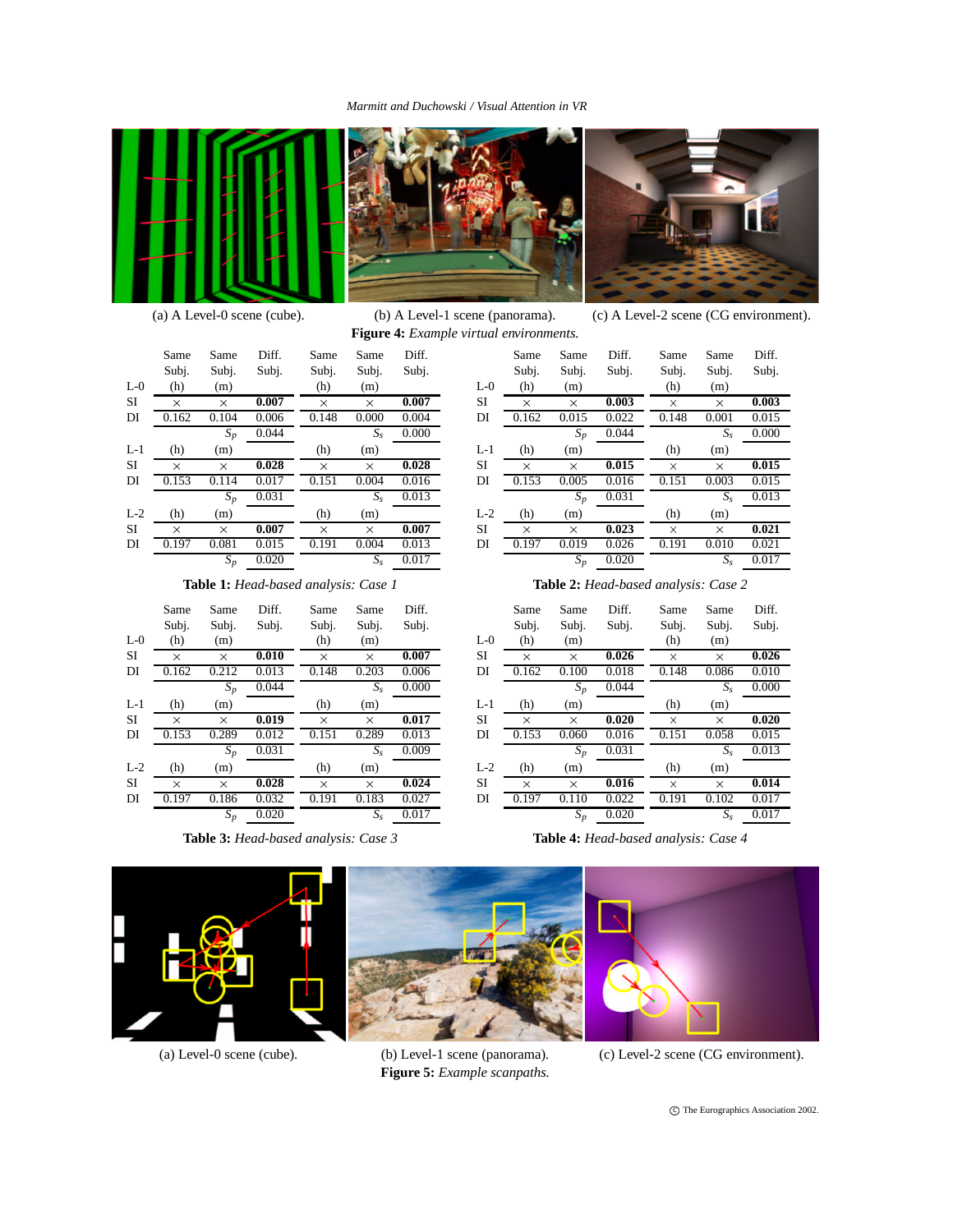(a) A Level-0 scene (cube). (b) A Level-1 scene (panorama). (c) A Level-2 scene (CG environment).

**Figure 4:** *Example virtual environments.*

| L-0 | Same Subj. (h) | Same Subj. (m) | Diff. Subj. | Same Subj. (h) | Same Subj. (m) | Diff. Subj. |
|---|---|---|---|---|---|---|
| SI | × | × | **0.007** | × | × | **0.007** |
| DI | 0.162 | 0.104 | 0.006 | 0.148 | 0.000 | 0.004 |
| | | $S_p$ | 0.044 | | $S_s$ | 0.000 |
| L-1 | (h) | (m) | | (h) | (m) | |
| SI | × | × | **0.028** | × | × | **0.028** |
| DI | 0.153 | 0.114 | 0.017 | 0.151 | 0.004 | 0.016 |
| | | $S_p$ | 0.031 | | $S_s$ | 0.013 |
| L-2 | (h) | (m) | | (h) | (m) | |
| SI | × | × | **0.007** | × | × | **0.007** |
| DI | 0.197 | 0.081 | 0.015 | 0.191 | 0.004 | 0.013 |
| | | $S_p$ | 0.020 | | $S_s$ | 0.017 |

**Table 1:** *Head-based analysis: Case 1*

| L-0 | Same Subj. (h) | Same Subj. (m) | Diff. Subj. | Same Subj. (h) | Same Subj. (m) | Diff. Subj. |
|---|---|---|---|---|---|---|
| SI | × | × | **0.003** | × | × | **0.003** |
| DI | 0.162 | 0.015 | 0.022 | 0.148 | 0.001 | 0.015 |
| | | $S_p$ | 0.044 | | $S_s$ | 0.000 |
| L-1 | (h) | (m) | | (h) | (m) | |
| SI | × | × | **0.015** | × | × | **0.015** |
| DI | 0.153 | 0.005 | 0.016 | 0.151 | 0.003 | 0.015 |
| | | $S_p$ | 0.031 | | $S_s$ | 0.013 |
| L-2 | (h) | (m) | | (h) | (m) | |
| SI | × | × | **0.023** | × | × | **0.021** |
| DI | 0.197 | 0.019 | 0.026 | 0.191 | 0.010 | 0.021 |
| | | $S_p$ | 0.020 | | $S_s$ | 0.017 |

**Table 2:** *Head-based analysis: Case 2*

| L-0 | Same Subj. (h) | Same Subj. (m) | Diff. Subj. | Same Subj. (h) | Same Subj. (m) | Diff. Subj. |
|---|---|---|---|---|---|---|
| SI | × | × | **0.010** | × | × | **0.007** |
| DI | 0.162 | 0.212 | 0.013 | 0.148 | 0.203 | 0.006 |
| | | $S_p$ | 0.044 | | $S_s$ | 0.000 |
| L-1 | (h) | (m) | | (h) | (m) | |
| SI | × | × | **0.019** | × | × | **0.017** |
| DI | 0.153 | 0.289 | 0.012 | 0.151 | 0.289 | 0.013 |
| | | $S_p$ | 0.031 | | $S_s$ | 0.009 |
| L-2 | (h) | (m) | | (h) | (m) | |
| SI | × | × | **0.028** | × | × | **0.024** |
| DI | 0.197 | 0.186 | 0.032 | 0.191 | 0.183 | 0.027 |
| | | $S_p$ | 0.020 | | $S_s$ | 0.017 |

**Table 3:** *Head-based analysis: Case 3*

| L-0 | Same Subj. (h) | Same Subj. (m) | Diff. Subj. | Same Subj. (h) | Same Subj. (m) | Diff. Subj. |
|---|---|---|---|---|---|---|
| SI | × | × | **0.026** | × | × | **0.026** |
| DI | 0.162 | 0.100 | 0.018 | 0.148 | 0.086 | 0.010 |
| | | $S_p$ | 0.044 | | $S_s$ | 0.000 |
| L-1 | (h) | (m) | | (h) | (m) | |
| SI | × | × | **0.020** | × | × | **0.020** |
| DI | 0.153 | 0.060 | 0.016 | 0.151 | 0.058 | 0.015 |
| | | $S_p$ | 0.031 | | $S_s$ | 0.013 |
| L-2 | (h) | (m) | | (h) | (m) | |
| SI | × | × | **0.016** | × | × | **0.014** |
| DI | 0.197 | 0.110 | 0.022 | 0.191 | 0.102 | 0.017 |
| | | $S_p$ | 0.020 | | $S_s$ | 0.017 |

**Table 4:** *Head-based analysis: Case 4*

(a) Level-0 scene (cube). (b) Level-1 scene (panorama). (c) Level-2 scene (CG environment).

**Figure 5:** *Example scanpaths.*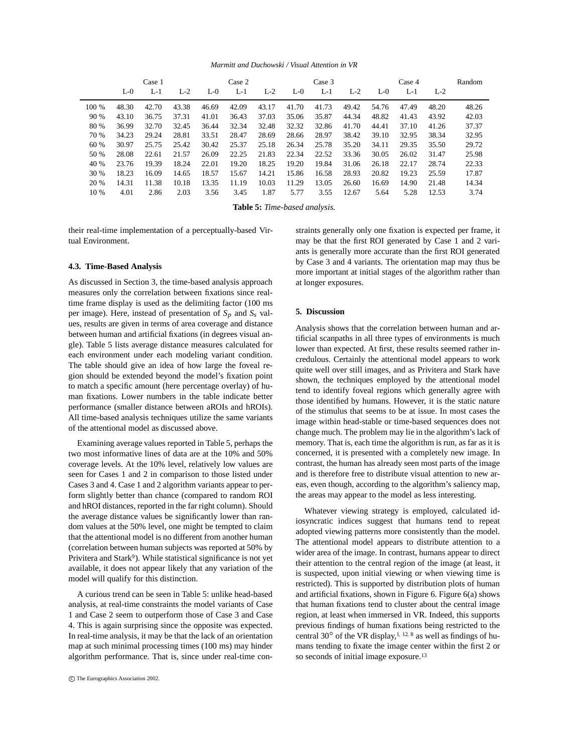| | Case 1 | | | Case 2 | | | Case 3 | | | Case 4 | | | Random |
|---|---|---|---|---|---|---|---|---|---|---|---|---|---|
| | L-0 | L-1 | L-2 | L-0 | L-1 | L-2 | L-0 | L-1 | L-2 | L-0 | L-1 | L-2 | |
| 100 % | 48.30 | 42.70 | 43.38 | 46.69 | 42.09 | 43.17 | 41.70 | 41.73 | 49.42 | 54.76 | 47.49 | 48.20 | 48.26 |
| 90 % | 43.10 | 36.75 | 37.31 | 41.01 | 36.43 | 37.03 | 35.06 | 35.87 | 44.34 | 48.82 | 41.43 | 43.92 | 42.03 |
| 80 % | 36.99 | 32.70 | 32.45 | 36.44 | 32.34 | 32.48 | 32.32 | 32.86 | 41.70 | 44.41 | 37.10 | 41.26 | 37.37 |
| 70 % | 34.23 | 29.24 | 28.81 | 33.51 | 28.47 | 28.69 | 28.66 | 28.97 | 38.42 | 39.10 | 32.95 | 38.34 | 32.95 |
| 60 % | 30.97 | 25.75 | 25.42 | 30.42 | 25.37 | 25.18 | 26.34 | 25.78 | 35.20 | 34.11 | 29.35 | 35.50 | 29.72 |
| 50 % | 28.08 | 22.61 | 21.57 | 26.09 | 22.25 | 21.83 | 22.34 | 22.52 | 33.36 | 30.05 | 26.02 | 31.47 | 25.98 |
| 40 % | 23.76 | 19.39 | 18.24 | 22.01 | 19.20 | 18.25 | 19.20 | 19.84 | 31.06 | 26.18 | 22.17 | 28.74 | 22.33 |
| 30 % | 18.23 | 16.09 | 14.65 | 18.57 | 15.67 | 14.21 | 15.86 | 16.58 | 28.93 | 20.82 | 19.23 | 25.59 | 17.87 |
| 20 % | 14.31 | 11.38 | 10.18 | 13.35 | 11.19 | 10.03 | 11.29 | 13.05 | 26.60 | 16.69 | 14.90 | 21.48 | 14.34 |
| 10 % | 4.01 | 2.86 | 2.03 | 3.56 | 3.45 | 1.87 | 5.77 | 3.55 | 12.67 | 5.64 | 5.28 | 12.53 | 3.74 |

**Table 5:** *Time-based analysis.*

their real-time implementation of a perceptually-based Virtual Environment.

### 4.3. Time-Based Analysis

As discussed in Section 3, the time-based analysis approach measures only the correlation between fixations since real-time frame display is used as the delimiting factor (100 ms per image). Here, instead of presentation of $S_p$ and $S_s$ values, results are given in terms of area coverage and distance between human and artificial fixations (in degrees visual angle). Table 5 lists average distance measures calculated for each environment under each modeling variant condition. The table should give an idea of how large the foveal region should be extended beyond the model's fixation point to match a specific amount (here percentage overlay) of human fixations. Lower numbers in the table indicate better performance (smaller distance between aROIs and hROIs). All time-based analysis techniques utilize the same variants of the attentional model as discussed above.

Examining average values reported in Table 5, perhaps the two most informative lines of data are at the 10% and 50% coverage levels. At the 10% level, relatively low values are seen for Cases 1 and 2 in comparison to those listed under Cases 3 and 4. Case 1 and 2 algorithm variants appear to perform slightly better than chance (compared to random ROI and hROI distances, reported in the far right column). Should the average distance values be significantly lower than random values at the 50% level, one might be tempted to claim that the attentional model is no different from another human (correlation between human subjects was reported at 50% by Privitera and Stark[9]). While statistical significance is not yet available, it does not appear likely that any variation of the model will qualify for this distinction.

A curious trend can be seen in Table 5: unlike head-based analysis, at real-time constraints the model variants of Case 1 and Case 2 seem to outperform those of Case 3 and Case 4. This is again surprising since the opposite was expected. In real-time analysis, it may be that the lack of an orientation map at such minimal processing times (100 ms) may hinder algorithm performance. That is, since under real-time constraints generally only one fixation is expected per frame, it may be that the first ROI generated by Case 1 and 2 variants is generally more accurate than the first ROI generated by Case 3 and 4 variants. The orientation map may thus be more important at initial stages of the algorithm rather than at longer exposures.

## 5. Discussion

Analysis shows that the correlation between human and artificial scanpaths in all three types of environments is much lower than expected. At first, these results seemed rather incredulous. Certainly the attentional model appears to work quite well over still images, and as Privitera and Stark have shown, the techniques employed by the attentional model tend to identify foveal regions which generally agree with those identified by humans. However, it is the static nature of the stimulus that seems to be at issue. In most cases the image within head-stable or time-based sequences does not change much. The problem may lie in the algorithm's lack of memory. That is, each time the algorithm is run, as far as it is concerned, it is presented with a completely new image. In contrast, the human has already seen most parts of the image and is therefore free to distribute visual attention to new areas, even though, according to the algorithm's saliency map, the areas may appear to the model as less interesting.

Whatever viewing strategy is employed, calculated idiosyncratic indices suggest that humans tend to repeat adopted viewing patterns more consistently than the model. The attentional model appears to distribute attention to a wider area of the image. In contrast, humans appear to direct their attention to the central region of the image (at least, it is suspected, upon initial viewing or when viewing time is restricted). This is supported by distribution plots of human and artificial fixations, shown in Figure 6. Figure 6(a) shows that human fixations tend to cluster about the central image region, at least when immersed in VR. Indeed, this supports previous findings of human fixations being restricted to the central 30° of the VR display,[1, 12, 8] as well as findings of humans tending to fixate the image center within the first 2 or so seconds of initial image exposure.[13]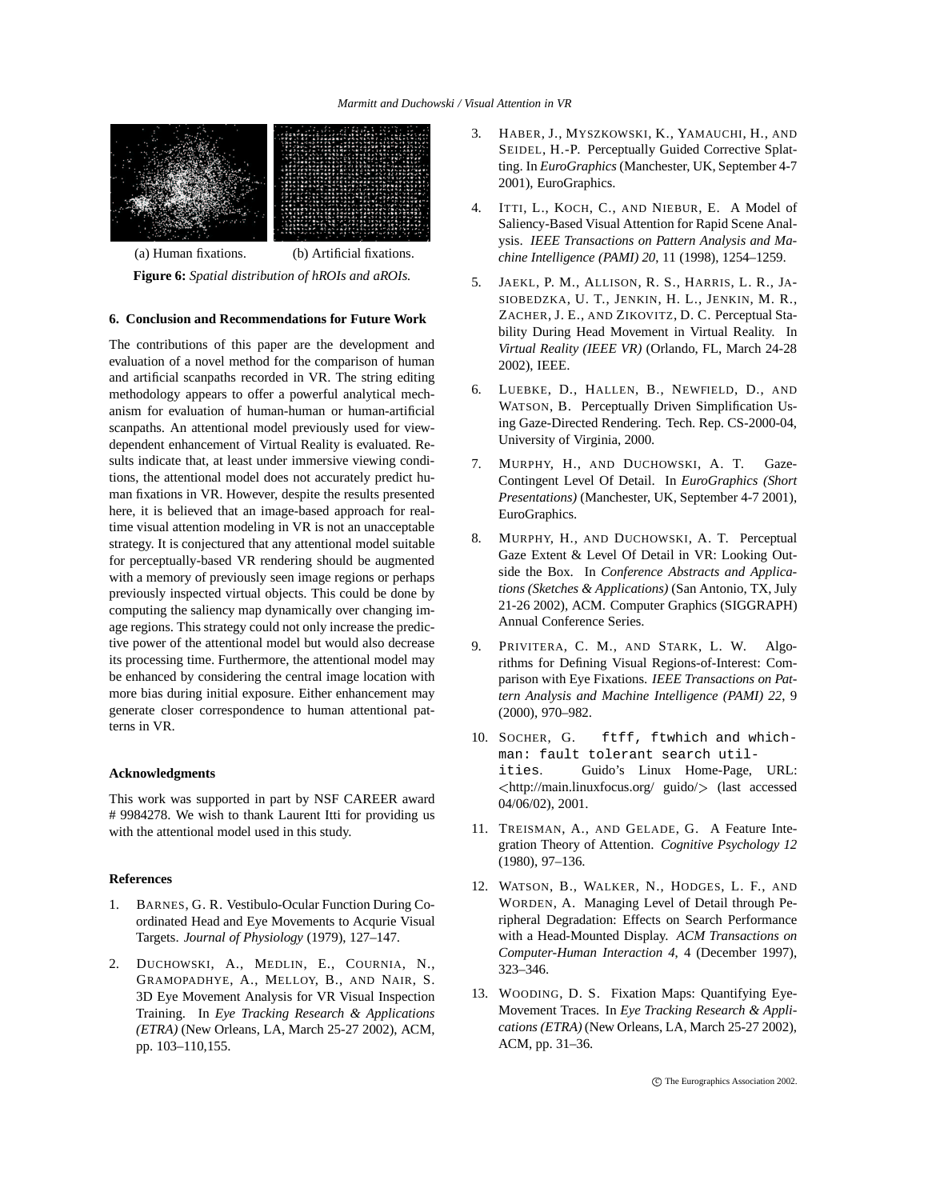(a) Human fixations. (b) Artificial fixations.

**Figure 6:** *Spatial distribution of hROIs and aROIs.*

### 6. Conclusion and Recommendations for Future Work

The contributions of this paper are the development and evaluation of a novel method for the comparison of human and artificial scanpaths recorded in VR. The string editing methodology appears to offer a powerful analytical mechanism for evaluation of human-human or human-artificial scanpaths. An attentional model previously used for view-dependent enhancement of Virtual Reality is evaluated. Results indicate that, at least under immersive viewing conditions, the attentional model does not accurately predict human fixations in VR. However, despite the results presented here, it is believed that an image-based approach for real-time visual attention modeling in VR is not an unacceptable strategy. It is conjectured that any attentional model suitable for perceptually-based VR rendering should be augmented with a memory of previously seen image regions or perhaps previously inspected virtual objects. This could be done by computing the saliency map dynamically over changing image regions. This strategy could not only increase the predictive power of the attentional model but would also decrease its processing time. Furthermore, the attentional model may be enhanced by considering the central image location with more bias during initial exposure. Either enhancement may generate closer correspondence to human attentional patterns in VR.

### Acknowledgments

This work was supported in part by NSF CAREER award # 9984278. We wish to thank Laurent Itti for providing us with the attentional model used in this study.

### References

1. BARNES, G. R. Vestibulo-Ocular Function During Coordinated Head and Eye Movements to Acqurie Visual Targets. *Journal of Physiology* (1979), 127–147.
2. DUCHOWSKI, A., MEDLIN, E., COURNIA, N., GRAMOPADHYE, A., MELLOY, B., AND NAIR, S. 3D Eye Movement Analysis for VR Visual Inspection Training. In *Eye Tracking Research & Applications (ETRA)* (New Orleans, LA, March 25-27 2002), ACM, pp. 103–110,155.
3. HABER, J., MYSZKOWSKI, K., YAMAUCHI, H., AND SEIDEL, H.-P. Perceptually Guided Corrective Splatting. In *EuroGraphics* (Manchester, UK, September 4-7 2001), EuroGraphics.
4. ITTI, L., KOCH, C., AND NIEBUR, E. A Model of Saliency-Based Visual Attention for Rapid Scene Analysis. *IEEE Transactions on Pattern Analysis and Machine Intelligence (PAMI) 20*, 11 (1998), 1254–1259.
5. JAEKL, P. M., ALLISON, R. S., HARRIS, L. R., JASIOBEDZKA, U. T., JENKIN, H. L., JENKIN, M. R., ZACHER, J. E., AND ZIKOVITZ, D. C. Perceptual Stability During Head Movement in Virtual Reality. In *Virtual Reality (IEEE VR)* (Orlando, FL, March 24-28 2002), IEEE.
6. LUEBKE, D., HALLEN, B., NEWFIELD, D., AND WATSON, B. Perceptually Driven Simplification Using Gaze-Directed Rendering. Tech. Rep. CS-2000-04, University of Virginia, 2000.
7. MURPHY, H., AND DUCHOWSKI, A. T. Gaze-Contingent Level Of Detail. In *EuroGraphics (Short Presentations)* (Manchester, UK, September 4-7 2001), EuroGraphics.
8. MURPHY, H., AND DUCHOWSKI, A. T. Perceptual Gaze Extent & Level Of Detail in VR: Looking Outside the Box. In *Conference Abstracts and Applications (Sketches & Applications)* (San Antonio, TX, July 21-26 2002), ACM. Computer Graphics (SIGGRAPH) Annual Conference Series.
9. PRIVITERA, C. M., AND STARK, L. W. Algorithms for Defining Visual Regions-of-Interest: Comparison with Eye Fixations. *IEEE Transactions on Pattern Analysis and Machine Intelligence (PAMI) 22*, 9 (2000), 970–982.
10. SOCHER, G. `ftff, ftwhich and whichman: fault tolerant search utilities`. Guido's Linux Home-Page, URL: <http://main.linuxfocus.org/ guido/> (last accessed 04/06/02), 2001.
11. TREISMAN, A., AND GELADE, G. A Feature Integration Theory of Attention. *Cognitive Psychology 12* (1980), 97–136.
12. WATSON, B., WALKER, N., HODGES, L. F., AND WORDEN, A. Managing Level of Detail through Peripheral Degradation: Effects on Search Performance with a Head-Mounted Display. *ACM Transactions on Computer-Human Interaction 4*, 4 (December 1997), 323–346.
13. WOODING, D. S. Fixation Maps: Quantifying Eye-Movement Traces. In *Eye Tracking Research & Applications (ETRA)* (New Orleans, LA, March 25-27 2002), ACM, pp. 31–36.